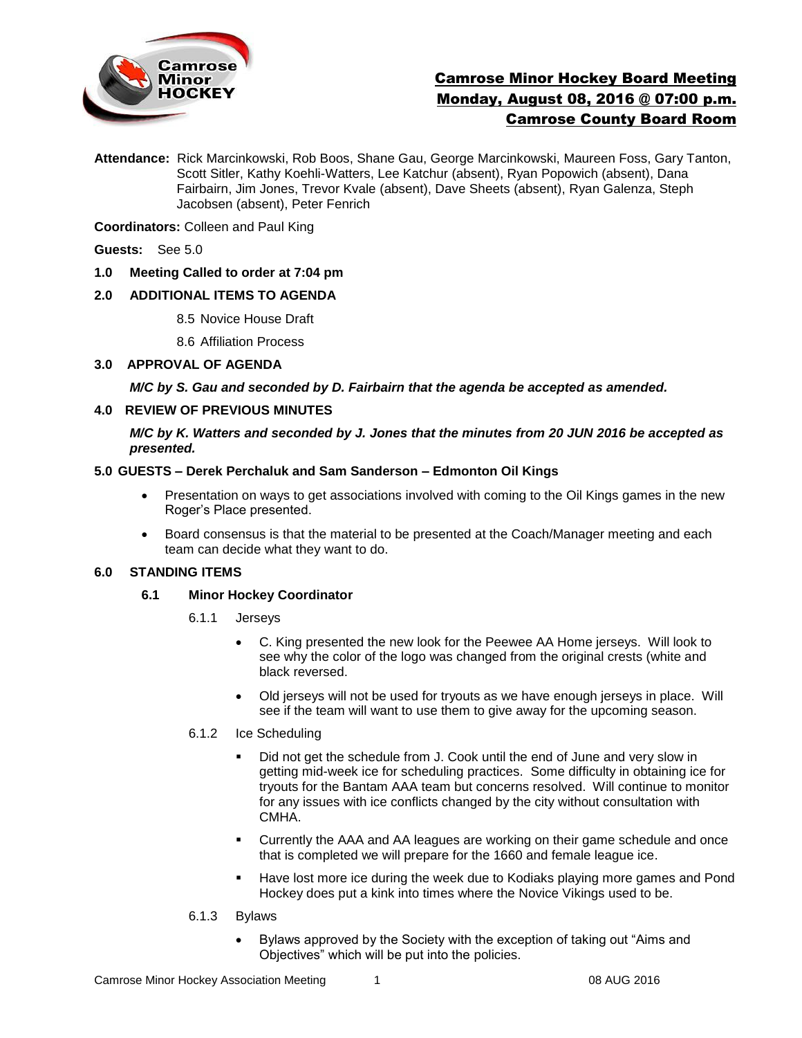# Camrose Minor Hockey Board Meeting
## Monday, August 08, 2016 @ 07:00 p.m.
## Camrose County Board Room

**Attendance:** Rick Marcinkowski, Rob Boos, Shane Gau, George Marcinkowski, Maureen Foss, Gary Tanton, Scott Sitler, Kathy Koehli-Watters, Lee Katchur (absent), Ryan Popowich (absent), Dana Fairbairn, Jim Jones, Trevor Kvale (absent), Dave Sheets (absent), Ryan Galenza, Steph Jacobsen (absent), Peter Fenrich

**Coordinators:** Colleen and Paul King

**Guests:** See 5.0

**1.0 Meeting Called to order at 7:04 pm**

**2.0 ADDITIONAL ITEMS TO AGENDA**

8.5 Novice House Draft

8.6 Affiliation Process

**3.0 APPROVAL OF AGENDA**

***M/C by S. Gau and seconded by D. Fairbairn that the agenda be accepted as amended.***

**4.0 REVIEW OF PREVIOUS MINUTES**

***M/C by K. Watters and seconded by J. Jones that the minutes from 20 JUN 2016 be accepted as presented.***

**5.0 GUESTS – Derek Perchaluk and Sam Sanderson – Edmonton Oil Kings**

- Presentation on ways to get associations involved with coming to the Oil Kings games in the new Roger's Place presented.
- Board consensus is that the material to be presented at the Coach/Manager meeting and each team can decide what they want to do.

**6.0 STANDING ITEMS**

**6.1 Minor Hockey Coordinator**

6.1.1 Jerseys

- C. King presented the new look for the Peewee AA Home jerseys. Will look to see why the color of the logo was changed from the original crests (white and black reversed.
- Old jerseys will not be used for tryouts as we have enough jerseys in place. Will see if the team will want to use them to give away for the upcoming season.

6.1.2 Ice Scheduling

- Did not get the schedule from J. Cook until the end of June and very slow in getting mid-week ice for scheduling practices. Some difficulty in obtaining ice for tryouts for the Bantam AAA team but concerns resolved. Will continue to monitor for any issues with ice conflicts changed by the city without consultation with CMHA.
- Currently the AAA and AA leagues are working on their game schedule and once that is completed we will prepare for the 1660 and female league ice.
- Have lost more ice during the week due to Kodiaks playing more games and Pond Hockey does put a kink into times where the Novice Vikings used to be.

6.1.3 Bylaws

- Bylaws approved by the Society with the exception of taking out "Aims and Objectives" which will be put into the policies.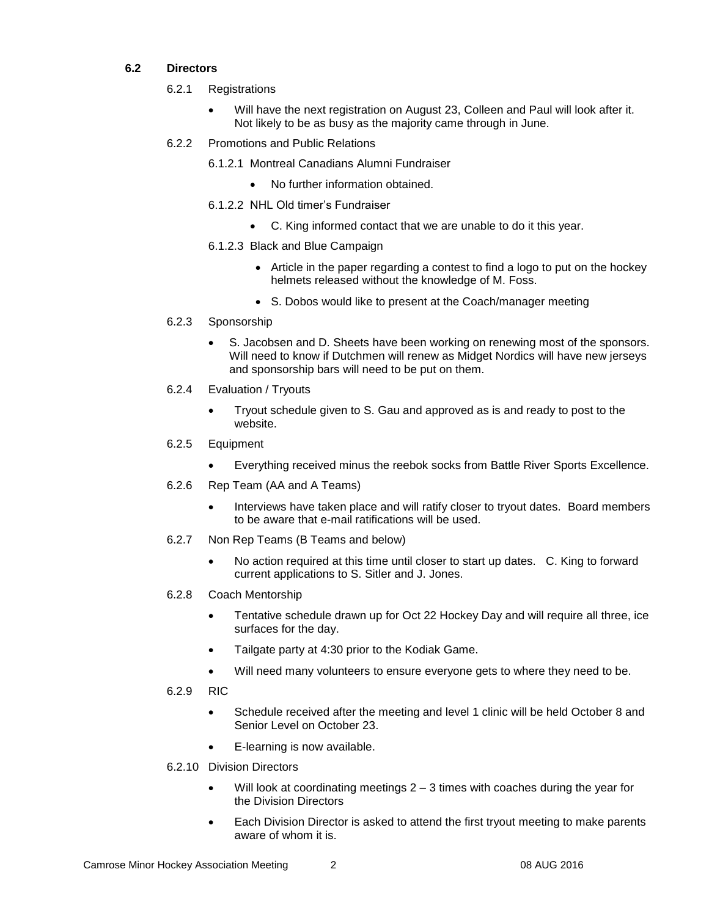### 6.2 Directors

6.2.1 Registrations

- Will have the next registration on August 23, Colleen and Paul will look after it. Not likely to be as busy as the majority came through in June.

6.2.2 Promotions and Public Relations

6.1.2.1 Montreal Canadians Alumni Fundraiser

- No further information obtained.

6.1.2.2 NHL Old timer's Fundraiser

- C. King informed contact that we are unable to do it this year.

6.1.2.3 Black and Blue Campaign

- Article in the paper regarding a contest to find a logo to put on the hockey helmets released without the knowledge of M. Foss.
- S. Dobos would like to present at the Coach/manager meeting

6.2.3 Sponsorship

- S. Jacobsen and D. Sheets have been working on renewing most of the sponsors. Will need to know if Dutchmen will renew as Midget Nordics will have new jerseys and sponsorship bars will need to be put on them.

6.2.4 Evaluation / Tryouts

- Tryout schedule given to S. Gau and approved as is and ready to post to the website.

6.2.5 Equipment

- Everything received minus the reebok socks from Battle River Sports Excellence.

6.2.6 Rep Team (AA and A Teams)

- Interviews have taken place and will ratify closer to tryout dates. Board members to be aware that e-mail ratifications will be used.

6.2.7 Non Rep Teams (B Teams and below)

- No action required at this time until closer to start up dates. C. King to forward current applications to S. Sitler and J. Jones.

6.2.8 Coach Mentorship

- Tentative schedule drawn up for Oct 22 Hockey Day and will require all three, ice surfaces for the day.
- Tailgate party at 4:30 prior to the Kodiak Game.
- Will need many volunteers to ensure everyone gets to where they need to be.

6.2.9 RIC

- Schedule received after the meeting and level 1 clinic will be held October 8 and Senior Level on October 23.
- E-learning is now available.

6.2.10 Division Directors

- Will look at coordinating meetings 2 – 3 times with coaches during the year for the Division Directors
- Each Division Director is asked to attend the first tryout meeting to make parents aware of whom it is.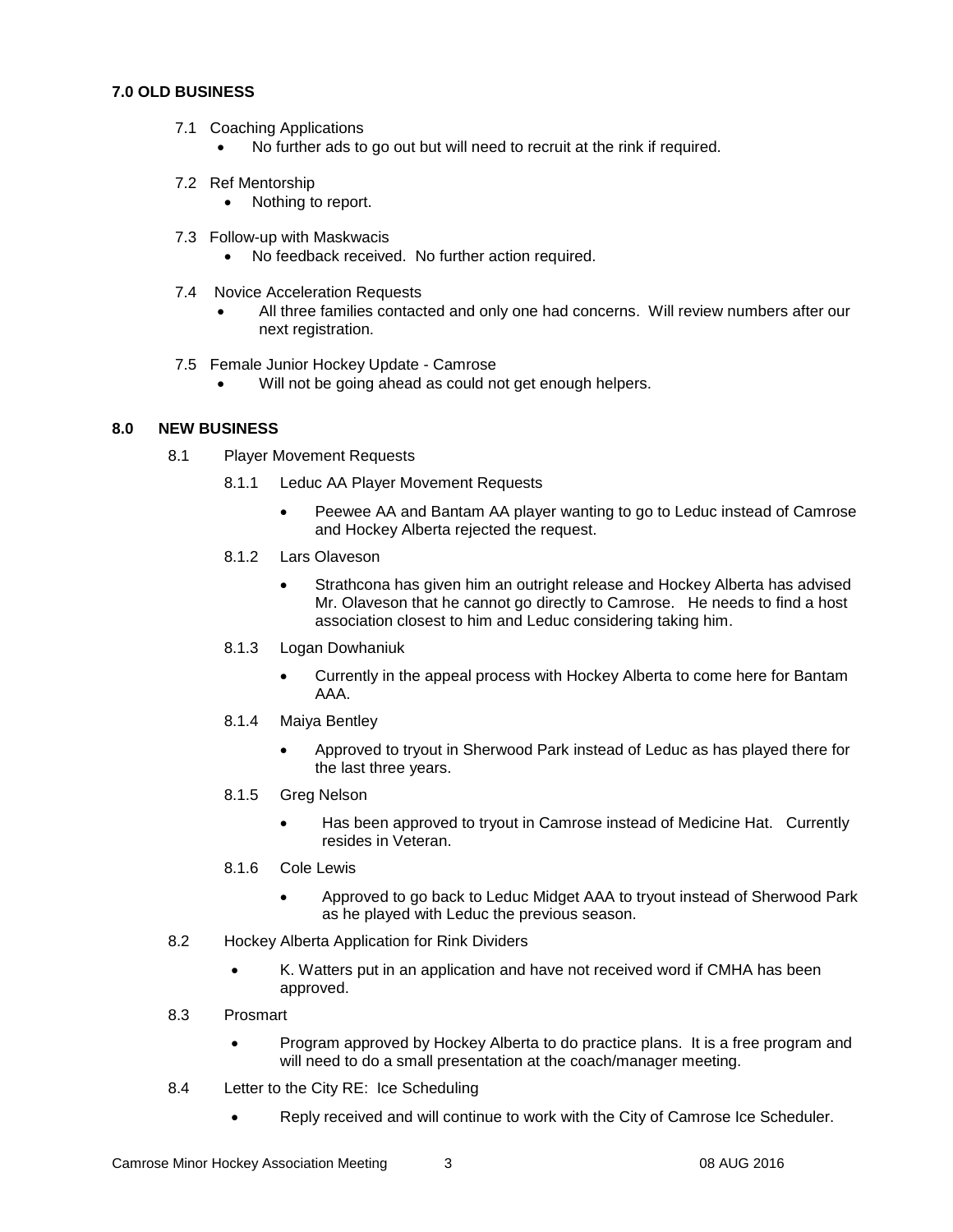### 7.0 OLD BUSINESS

7.1 Coaching Applications
- No further ads to go out but will need to recruit at the rink if required.

7.2 Ref Mentorship
- Nothing to report.

7.3 Follow-up with Maskwacis
- No feedback received. No further action required.

7.4 Novice Acceleration Requests
- All three families contacted and only one had concerns. Will review numbers after our next registration.

7.5 Female Junior Hockey Update - Camrose
- Will not be going ahead as could not get enough helpers.

### 8.0 NEW BUSINESS

8.1 Player Movement Requests

8.1.1 Leduc AA Player Movement Requests
- Peewee AA and Bantam AA player wanting to go to Leduc instead of Camrose and Hockey Alberta rejected the request.

8.1.2 Lars Olaveson
- Strathcona has given him an outright release and Hockey Alberta has advised Mr. Olaveson that he cannot go directly to Camrose. He needs to find a host association closest to him and Leduc considering taking him.

8.1.3 Logan Dowhaniuk
- Currently in the appeal process with Hockey Alberta to come here for Bantam AAA.

8.1.4 Maiya Bentley
- Approved to tryout in Sherwood Park instead of Leduc as has played there for the last three years.

8.1.5 Greg Nelson
- Has been approved to tryout in Camrose instead of Medicine Hat. Currently resides in Veteran.

8.1.6 Cole Lewis
- Approved to go back to Leduc Midget AAA to tryout instead of Sherwood Park as he played with Leduc the previous season.

8.2 Hockey Alberta Application for Rink Dividers
- K. Watters put in an application and have not received word if CMHA has been approved.

8.3 Prosmart
- Program approved by Hockey Alberta to do practice plans. It is a free program and will need to do a small presentation at the coach/manager meeting.

8.4 Letter to the City RE: Ice Scheduling
- Reply received and will continue to work with the City of Camrose Ice Scheduler.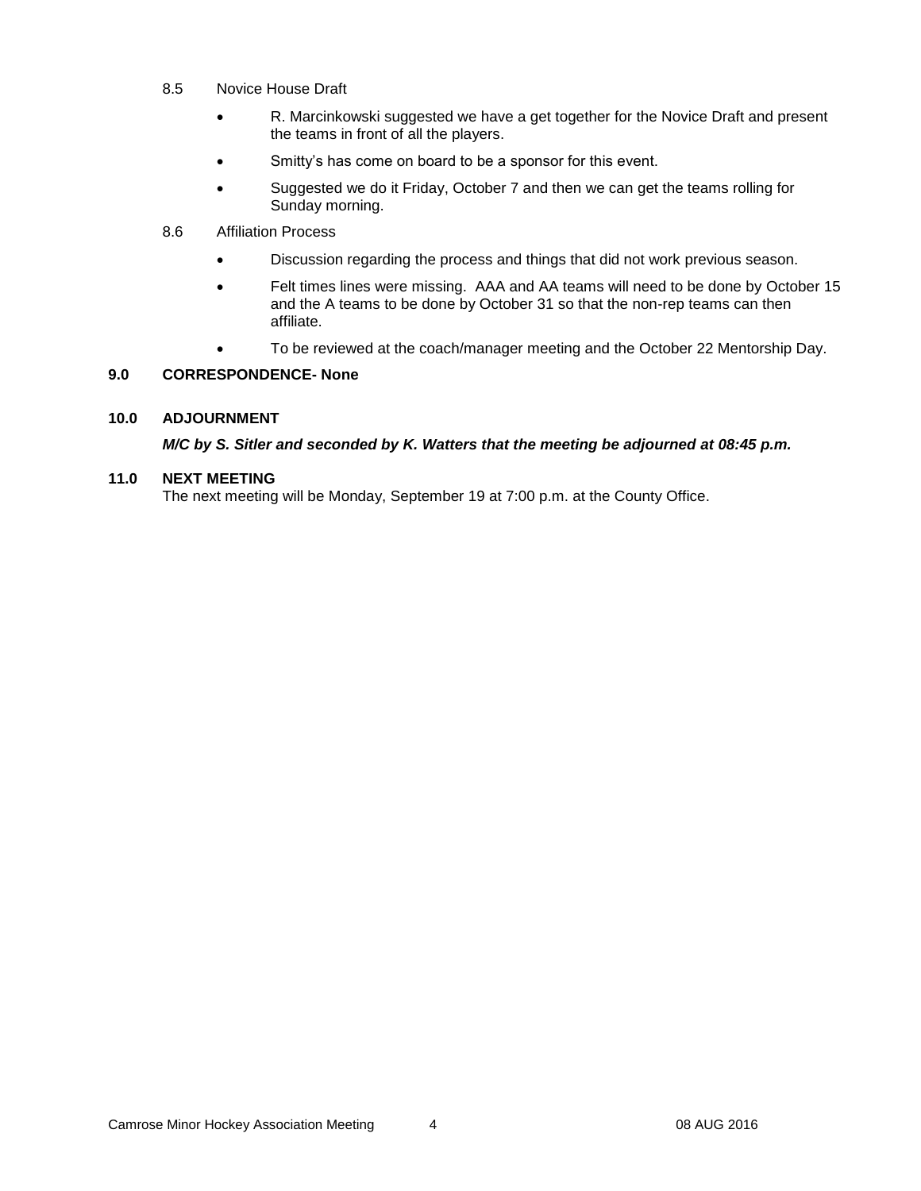8.5 Novice House Draft

- R. Marcinkowski suggested we have a get together for the Novice Draft and present the teams in front of all the players.
- Smitty's has come on board to be a sponsor for this event.
- Suggested we do it Friday, October 7 and then we can get the teams rolling for Sunday morning.

8.6 Affiliation Process

- Discussion regarding the process and things that did not work previous season.
- Felt times lines were missing. AAA and AA teams will need to be done by October 15 and the A teams to be done by October 31 so that the non-rep teams can then affiliate.
- To be reviewed at the coach/manager meeting and the October 22 Mentorship Day.

**9.0 CORRESPONDENCE- None**

**10.0 ADJOURNMENT**

***M/C by S. Sitler and seconded by K. Watters that the meeting be adjourned at 08:45 p.m.***

**11.0 NEXT MEETING**

The next meeting will be Monday, September 19 at 7:00 p.m. at the County Office.